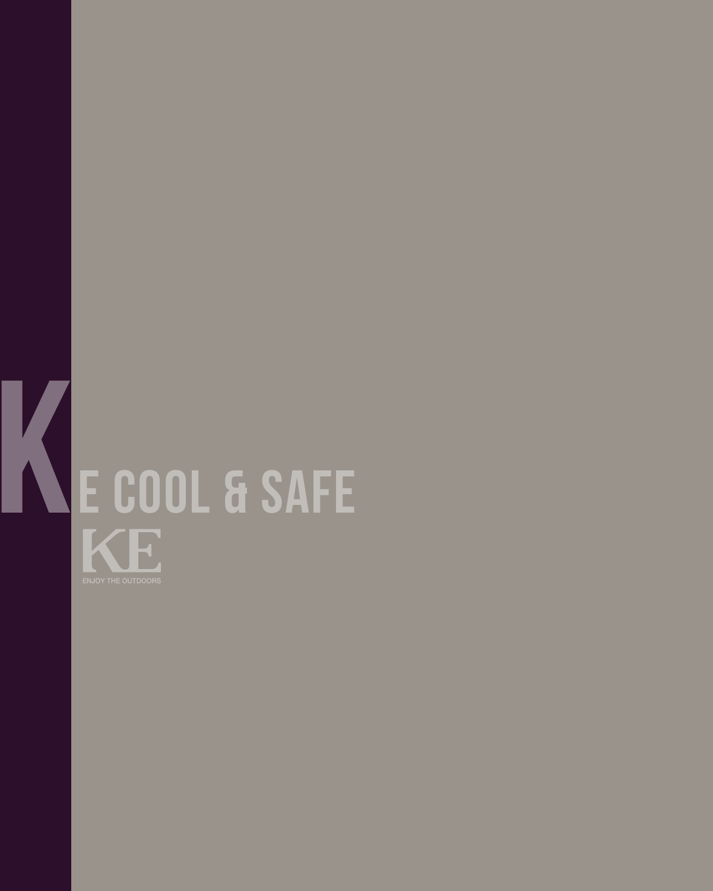# KE COOL & SAFE

KE

ENJOY THE OUTDOORS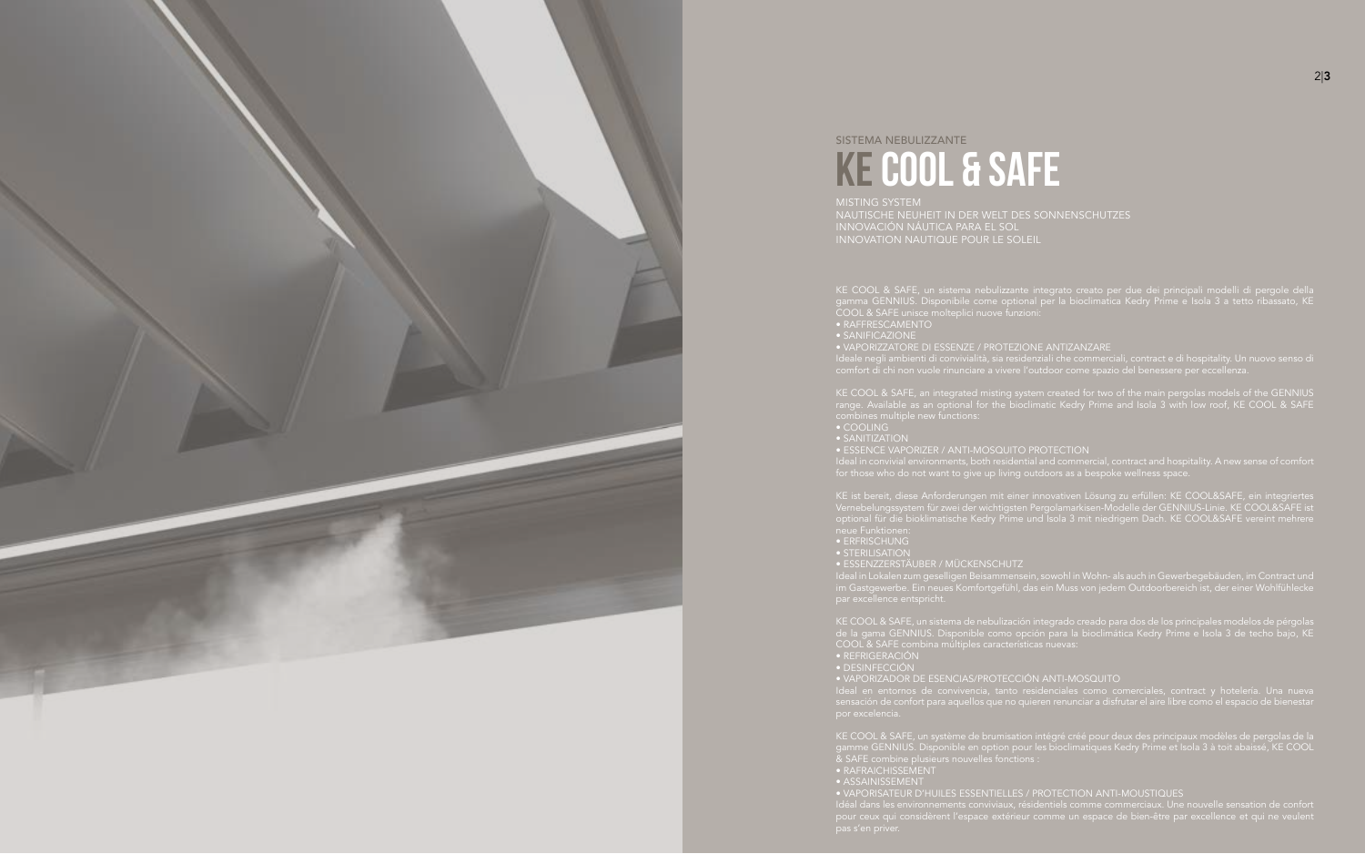SISTEMA NEBULIZZANTE

# KE COOL & SAFE

MISTING SYSTEM
NAUTISCHE NEUHEIT IN DER WELT DES SONNENSCHUTZES
INNOVACIÓN NÁUTICA PARA EL SOL
INNOVATION NAUTIQUE POUR LE SOLEIL

KE COOL & SAFE, un sistema nebulizzante integrato creato per due dei principali modelli di pergole della gamma GENNIUS. Disponibile come optional per la bioclimatica Kedry Prime e Isola 3 a tetto ribassato, KE COOL & SAFE unisce molteplici nuove funzioni:

- RAFFRESCAMENTO
- SANIFICAZIONE
- VAPORIZZATORE DI ESSENZE / PROTEZIONE ANTIZANZARE

Ideale negli ambienti di convivialità, sia residenziali che commerciali, contract e di hospitality. Un nuovo senso di comfort di chi non vuole rinunciare a vivere l'outdoor come spazio del benessere per eccellenza.

KE COOL & SAFE, an integrated misting system created for two of the main pergolas models of the GENNIUS range. Available as an optional for the bioclimatic Kedry Prime and Isola 3 with low roof, KE COOL & SAFE combines multiple new functions:

- COOLING
- SANITIZATION
- ESSENCE VAPORIZER / ANTI-MOSQUITO PROTECTION

Ideal in convivial environments, both residential and commercial, contract and hospitality. A new sense of comfort for those who do not want to give up living outdoors as a bespoke wellness space.

KE ist bereit, diese Anforderungen mit einer innovativen Lösung zu erfüllen: KE COOL&SAFE, ein integriertes Vernebelungssystem für zwei der wichtigsten Pergolamarkisen-Modelle der GENNIUS-Linie. KE COOL&SAFE ist optional für die bioklimatische Kedry Prime und Isola 3 mit niedrigem Dach. KE COOL&SAFE vereint mehrere neue Funktionen:

- ERFRISCHUNG
- STERILISATION
- ESSENZZERSTÄUBER / MÜCKENSCHUTZ

Ideal in Lokalen zum geselligen Beisammensein, sowohl in Wohn- als auch in Gewerbegebäuden, im Contract und im Gastgewerbe. Ein neues Komfortgefühl, das ein Muss von jedem Outdoorbereich ist, der einer Wohlfühlecke par excellence entspricht.

KE COOL & SAFE, un sistema de nebulización integrado creado para dos de los principales modelos de pérgolas de la gama GENNIUS. Disponible como opción para la bioclimática Kedry Prime e Isola 3 de techo bajo, KE COOL & SAFE combina múltiples características nuevas:

- REFRIGERACIÓN
- DESINFECCIÓN
- VAPORIZADOR DE ESENCIAS/PROTECCIÓN ANTI-MOSQUITO

Ideal en entornos de convivencia, tanto residenciales como comerciales, contract y hotelería. Una nueva sensación de confort para aquellos que no quieren renunciar a disfrutar el aire libre como el espacio de bienestar por excelencia.

KE COOL & SAFE, un système de brumisation intégré créé pour deux des principaux modèles de pergolas de la gamme GENNIUS. Disponible en option pour les bioclimatiques Kedry Prime et Isola 3 à toit abaissé, KE COOL & SAFE combine plusieurs nouvelles fonctions :

- RAFRAICHISSEMENT
- ASSAINISSEMENT
- VAPORISATEUR D'HUILES ESSENTIELLES / PROTECTION ANTI-MOUSTIQUES

Idéal dans les environnements conviviaux, résidentiels comme commerciaux. Une nouvelle sensation de confort pour ceux qui considèrent l'espace extérieur comme un espace de bien-être par excellence et qui ne veulent pas s'en priver.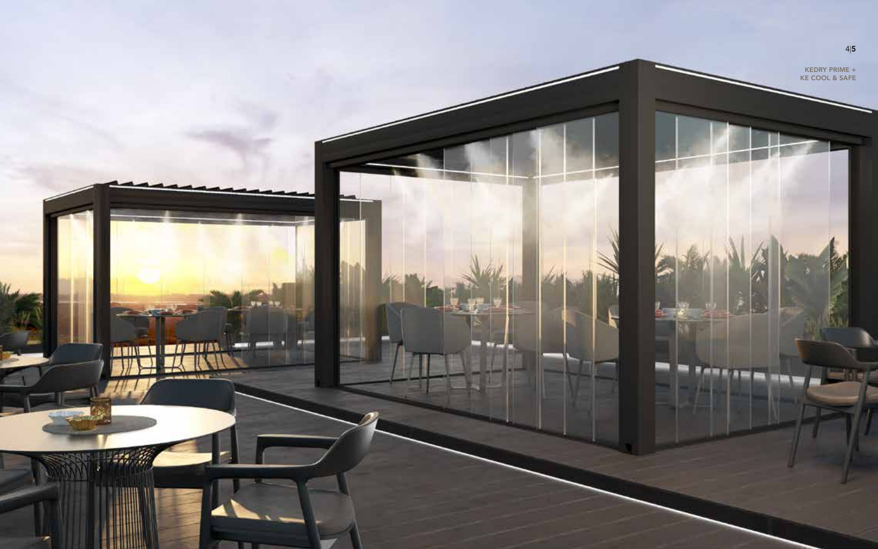KEDRY PRIME +
KE COOL & SAFE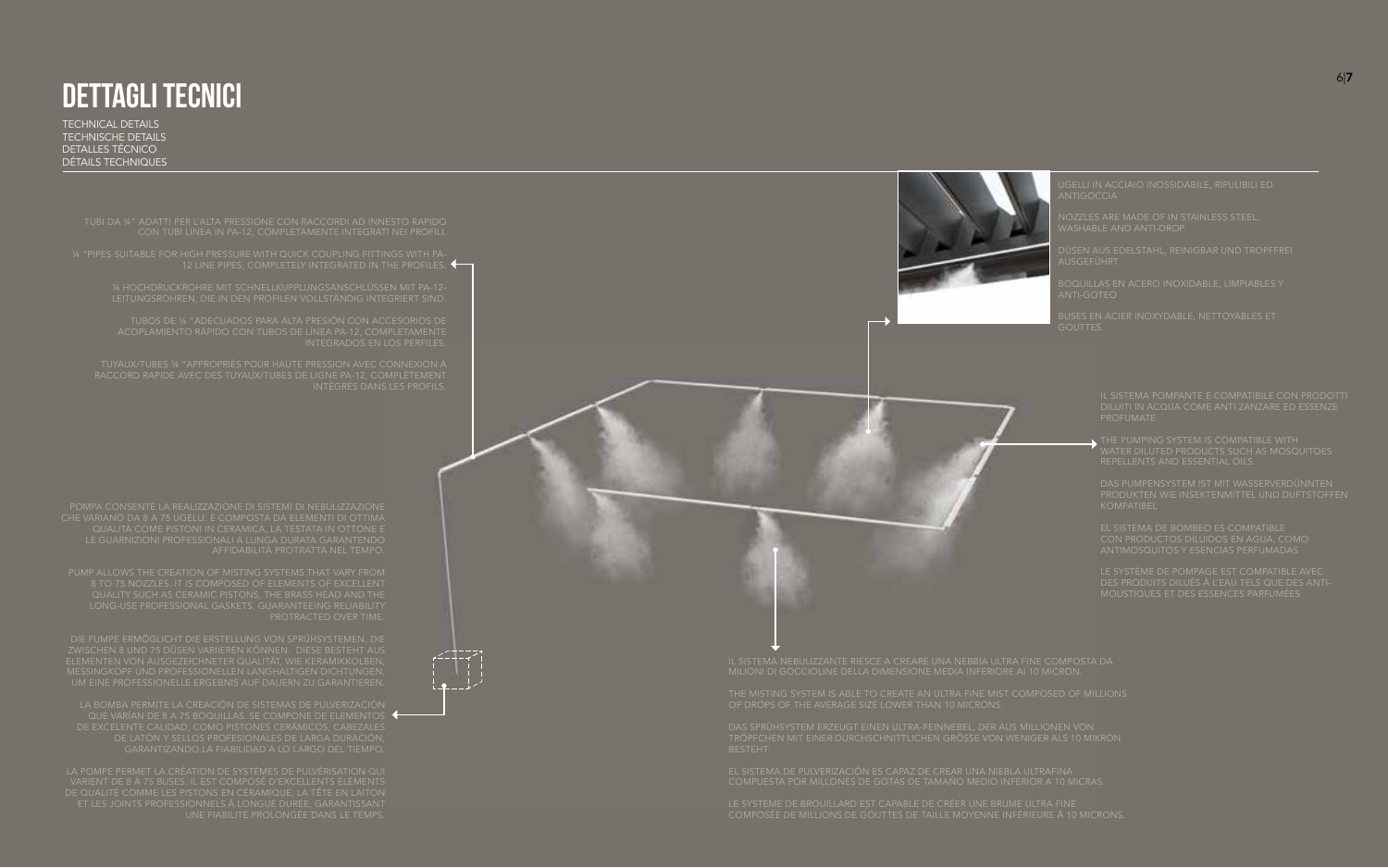# DETTAGLI TECNICI

TECHNICAL DETAILS
TECHNISCHE DETAILS
DETALLES TÉCNICO
DÉTAILS TECHNIQUES

TUBI DA ¼" ADATTI PER L'ALTA PRESSIONE CON RACCORDI AD INNESTO RAPIDO CON TUBI LINEA IN PA-12, COMPLETAMENTE INTEGRATI NEI PROFILI.

¼ "PIPES SUITABLE FOR HIGH PRESSURE WITH QUICK COUPLING FITTINGS WITH PA-12 LINE PIPES, COMPLETELY INTEGRATED IN THE PROFILES.

¼ HOCHDRUCKROHRE MIT SCHNELLKUPPLUNGSANSCHLÜSSEN MIT PA-12-LEITUNGSROHREN, DIE IN DEN PROFILEN VOLLSTÄNDIG INTEGRIERT SIND.

TUBOS DE ¼ "ADECUADOS PARA ALTA PRESIÓN CON ACCESORIOS DE ACOPLAMIENTO RÁPIDO CON TUBOS DE LÍNEA PA-12, COMPLETAMENTE INTEGRADOS EN LOS PERFILES.

TUYAUX/TUBES ¼ "APPROPRIÉS POUR HAUTE PRESSION AVEC CONNEXION À RACCORD RAPIDE AVEC DES TUYAUX/TUBES DE LIGNE PA-12, COMPLÈTEMENT INTÉGRÉS DANS LES PROFILS.

UGELLI IN ACCIAIO INOSSIDABILE, RIPULIBILI ED ANTIGOCCIA

NOZZLES ARE MADE OF IN STAINLESS STEEL, WASHABLE AND ANTI-DROP.

DÜSEN AUS EDELSTAHL, REINIGBAR UND TROPFFREI AUSGEFÜHRT

BOQUILLAS EN ACERO INOXIDABLE, LIMPIABLES Y ANTI-GOTEO

BUSES EN ACIER INOXYDABLE, NETTOYABLES ET GOUTTES.

IL SISTEMA POMPANTE È COMPATIBILE CON PRODOTTI DILUITI IN ACQUA COME ANTI ZANZARE ED ESSENZE PROFUMATE

THE PUMPING SYSTEM IS COMPATIBLE WITH WATER DILUTED PRODUCTS SUCH AS MOSQUITOES REPELLENTS AND ESSENTIAL OILS.

DAS PUMPENSYSTEM IST MIT WASSERVERDÜNNTEN PRODUKTEN WIE INSEKTENMITTEL UND DUFTSTOFFEN KOMPATIBEL

EL SISTEMA DE BOMBEO ES COMPATIBLE CON PRODUCTOS DILUIDOS EN AGUA, COMO ANTIMOSQUITOS Y ESENCIAS PERFUMADAS

LE SYSTÈME DE POMPAGE EST COMPATIBLE AVEC DES PRODUITS DILUÉS À L'EAU TELS QUE DES ANTI-MOUSTIQUES ET DES ESSENCES PARFUMÉES

POMPA CONSENTE LA REALIZZAZIONE DI SISTEMI DI NEBULIZZAZIONE CHE VARIANO DA 8 A 75 UGELLI. È COMPOSTA DA ELEMENTI DI OTTIMA QUALITÀ COME PISTONI IN CERAMICA, LA TESTATA IN OTTONE E LE GUARNIZIONI PROFESSIONALI A LUNGA DURATA GARANTENDO AFFIDABILITÀ PROTRATTA NEL TEMPO.

PUMP ALLOWS THE CREATION OF MISTING SYSTEMS THAT VARY FROM 8 TO 75 NOZZLES. IT IS COMPOSED OF ELEMENTS OF EXCELLENT QUALITY SUCH AS CERAMIC PISTONS, THE BRASS HEAD AND THE LONG-USE PROFESSIONAL GASKETS, GUARANTEEING RELIABILITY PROTRACTED OVER TIME.

DIE PUMPE ERMÖGLICHT DIE ERSTELLUNG VON SPRÜHSYSTEMEN, DIE ZWISCHEN 8 UND 75 DÜSEN VARIIEREN KÖNNEN. DIESE BESTEHT AUS ELEMENTEN VON AUSGEZEICHNETER QUALITÄT, WIE KERAMIKKOLBEN, MESSINGKOPF UND PROFESSIONELLEN LANGHALTIGEN DICHTUNGEN, UM EINE PROFESSIONELLE ERGEBNIS AUF DAUERN ZU GARANTIEREN.

LA BOMBA PERMITE LA CREACIÓN DE SISTEMAS DE PULVERIZACIÓN QUE VARÍAN DE 8 A 75 BOQUILLAS. SE COMPONE DE ELEMENTOS DE EXCELENTE CALIDAD, COMO PISTONES CERÁMICOS, CABEZALES DE LATÓN Y SELLOS PROFESIONALES DE LARGA DURACIÓN, GARANTIZANDO LA FIABILIDAD A LO LARGO DEL TIEMPO.

LA POMPE PERMET LA CRÉATION DE SYSTÈMES DE PULVÉRISATION QUI VARIENT DE 8 À 75 BUSES. IL EST COMPOSÉ D'EXCELLENTS ÉLÉMENTS DE QUALITÉ COMME LES PISTONS EN CÉRAMIQUE, LA TÊTE EN LAITON ET LES JOINTS PROFESSIONNELS À LONGUE DURÉE, GARANTISSANT UNE FIABILITÉ PROLONGÉE DANS LE TEMPS.

IL SISTEMA NEBULIZZANTE RIESCE A CREARE UNA NEBBIA ULTRA FINE COMPOSTA DA MILIONI DI GOCCIOLINE DELLA DIMENSIONE MEDIA INFERIORE AI 10 MICRON.

THE MISTING SYSTEM IS ABLE TO CREATE AN ULTRA FINE MIST COMPOSED OF MILLIONS OF DROPS OF THE AVERAGE SIZE LOWER THAN 10 MICRONS.

DAS SPRÜHSYSTEM ERZEUGT EINEN ULTRA-FEINNEBEL, DER AUS MILLIONEN VON TRÖPFCHEN MIT EINER DURCHSCHNITTLICHEN GRÖSSE VON WENIGER ALS 10 MIKRON BESTEHT.

EL SISTEMA DE PULVERIZACIÓN ES CAPAZ DE CREAR UNA NIEBLA ULTRAFINA COMPUESTA POR MILLONES DE GOTAS DE TAMAÑO MEDIO INFERIOR A 10 MICRAS.

LE SYSTÈME DE BROUILLARD EST CAPABLE DE CRÉER UNE BRUME ULTRA FINE COMPOSÉE DE MILLIONS DE GOUTTES DE TAILLE MOYENNE INFÉRIEURE À 10 MICRONS.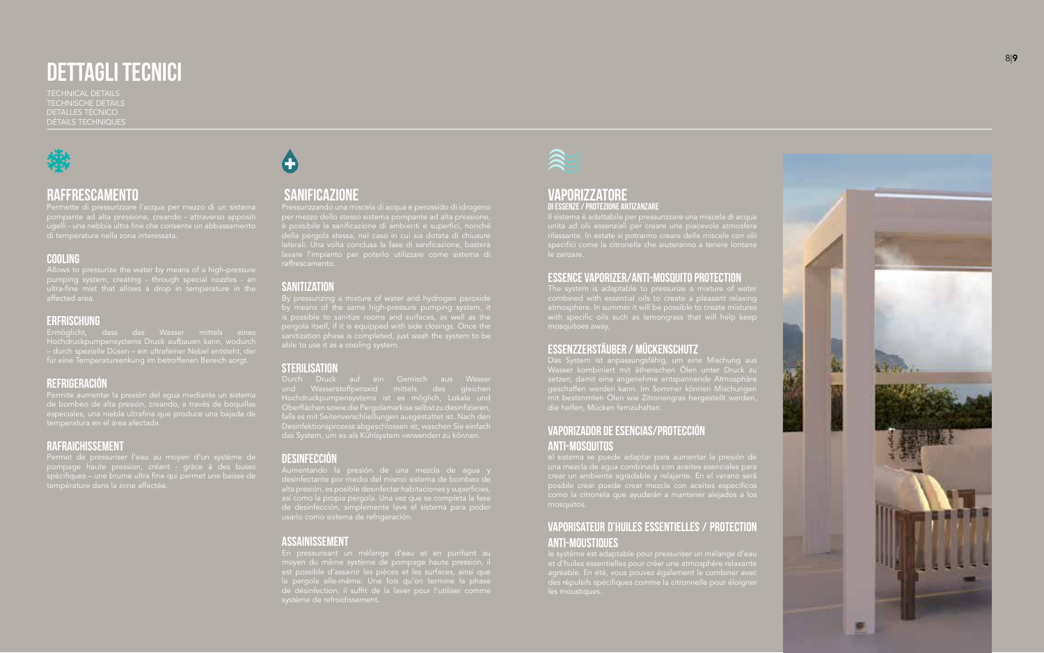# DETTAGLI TECNICI

TECHNICAL DETAILS
TECHNISCHE DETAILS
DETALLES TÉCNICO
DÉTAILS TECHNIQUES

## RAFFRESCAMENTO

Permette di pressurizzare l'acqua per mezzo di un sistema pompante ad alta pressione, creando - attraverso appositi ugelli - una nebbia ultra fine che consente un abbassamento di temperatura nella zona interessata.

## COOLING

Allows to pressurize the water by means of a high-pressure pumping system, creating - through special nozzles - an ultra-fine mist that allows a drop in temperature in the affected area.

## ERFRISCHUNG

Ermöglicht, dass das Wasser mittels eines Hochdruckpumpensystems Druck aufbauen kann, wodurch – durch spezielle Düsen – ein ultrafeiner Nebel entsteht, der für eine Temperatursenkung im betroffenen Bereich sorgt.

## REFRIGERACIÓN

Permite aumentar la presión del agua mediante un sistema de bombeo de alta presión, creando, a través de boquillas especiales, una niebla ultrafina que produce una bajada de temperatura en el área afectada.

## RAFRAICHISSEMENT

Permet de pressuriser l'eau au moyen d'un système de pompage haute pression, créant - grâce à des buses spécifiques – une brume ultra fine qui permet une baisse de température dans la zone affectée.

## SANIFICAZIONE

Pressurizzando una miscela di acqua e perossido di idrogeno per mezzo dello stesso sistema pompante ad alta pressione, è possibile la sanificazione di ambienti e superfici, nonché della pergola stessa, nel caso in cui sia dotata di chiusure laterali. Una volta conclusa la fase di sanificazione, basterà lavare l'impianto per poterlo utilizzare come sistema di raffrescamento.

## SANITIZATION

By pressurizing a mixture of water and hydrogen peroxide by means of the same high-pressure pumping system, it is possible to sanitize rooms and surfaces, as well as the pergola itself, if it is equipped with side closings. Once the sanitization phase is completed, just wash the system to be able to use it as a cooling system.

## STERILISATION

Durch Druck auf ein Gemisch aus Wasser und Wasserstoffperoxid mittels des gleichen Hochdruckpumpensystems ist es möglich, Lokale und Oberflächen sowie die Pergolamarkise selbst zu desinfizieren, falls es mit Seitenverschließungen ausgestattet ist. Nach den Desinfektionsprozess abgeschlossen ist, waschen Sie einfach das System, um es als Kühlsystem verwenden zu können.

## DESINFECCIÓN

Aumentando la presión de una mezcla de agua y desinfectante por medio del mismo sistema de bombeo de alta presión, es posible desinfectar habitaciones y superficies, así como la propia pérgola. Una vez que se completa la fase de desinfección, simplemente lave el sistema para poder usarlo como sistema de refrigeración.

## ASSAINISSEMENT

En pressurisant un mélange d'eau et en purifiant au moyen du même système de pompage haute pression, il est possible d'assainir les pièces et les surfaces, ainsi que la pergola elle-même. Une fois qu'on termine la phase de désinfection, il suffit de la laver pour l'utiliser comme système de refroidissement.

## VAPORIZZATORE

### DI ESSENZE / PROTEZIONE ANTIZANZARE

Il sistema è adattabile per pressurizzare una miscela di acqua unita ad olii essenziali per creare una piacevole atmosfera rilassante. In estate si potranno creare delle miscele con olii specifici come la citronella che aiuteranno a tenere lontane le zanzare.

## ESSENCE VAPORIZER/ANTI-MOSQUITO PROTECTION

The system is adaptable to pressurize a mixture of water combined with essential oils to create a pleasant relaxing atmosphere. In summer it will be possible to create mixtures with specific oils such as lemongrass that will help keep mosquitoes away.

## ESSENZZERSTÄUBER / MÜCKENSCHUTZ

Das System ist anpassungsfähig, um eine Mischung aus Wasser kombiniert mit ätherischen Ölen unter Druck zu setzen, damit eine angenehme entspannende Atmosphäre geschaffen werden kann. Im Sommer können Mischungen mit bestimmten Ölen wie Zitronengras hergestellt werden, die helfen, Mücken fernzuhalten.

## VAPORIZADOR DE ESENCIAS/PROTECCIÓN ANTI-MOSQUITOS

el sistema se puede adaptar para aumentar la presión de una mezcla de agua combinada con aceites esenciales para crear un ambiente agradable y relajante. En el verano será posible crear puede crear mezcla con aceites específicos como la citronela que ayudarán a mantener alejados a los mosquitos.

## VAPORISATEUR D'HUILES ESSENTIELLES / PROTECTION ANTI-MOUSTIQUES

le système est adaptable pour pressuriser un mélange d'eau et d'huiles essentielles pour créer une atmosphère relaxante agréable. En été, vous pouvez également le combiner avec des répulsifs spécifiques comme la citronnelle pour éloigner les moustiques.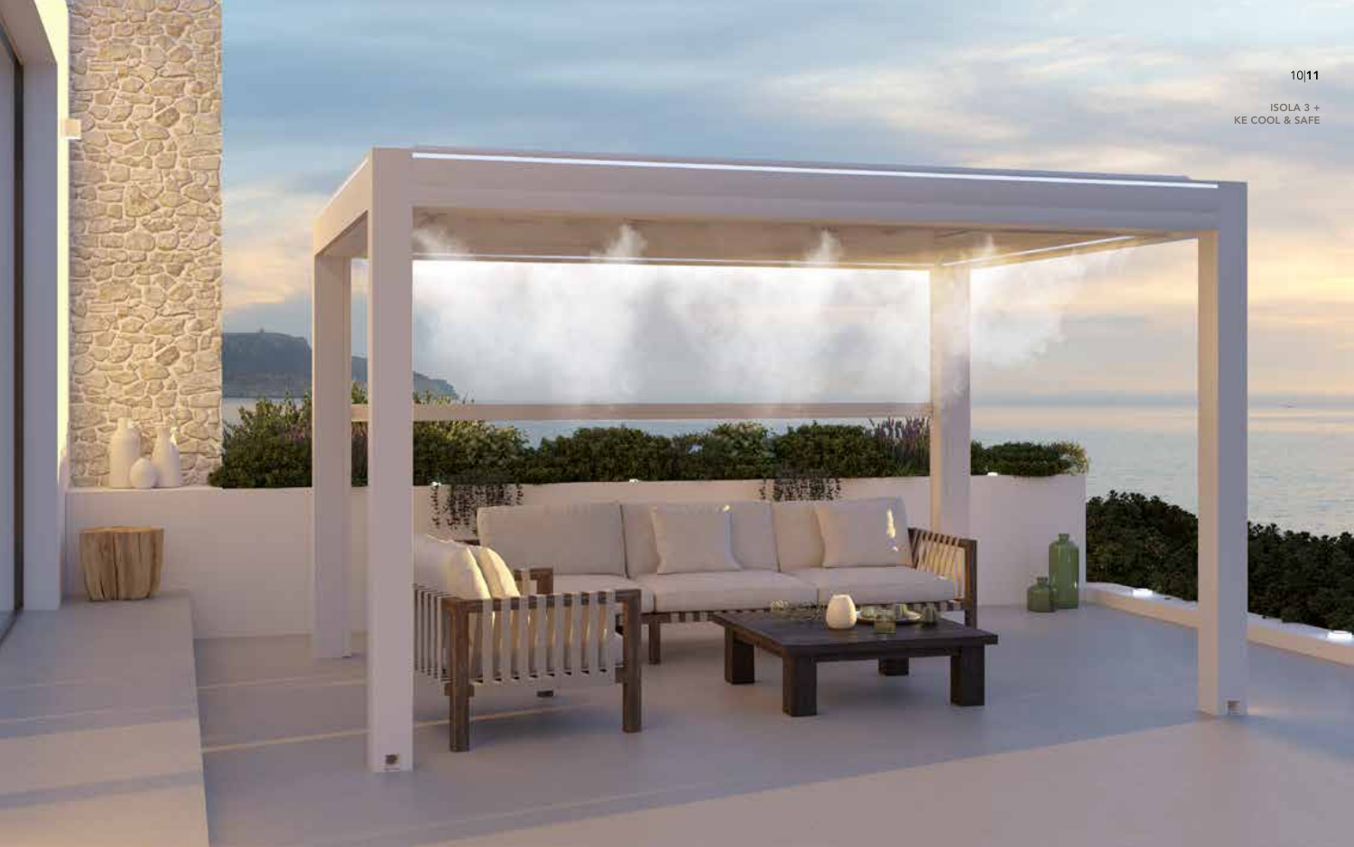ISOLA 3 +
KE COOL & SAFE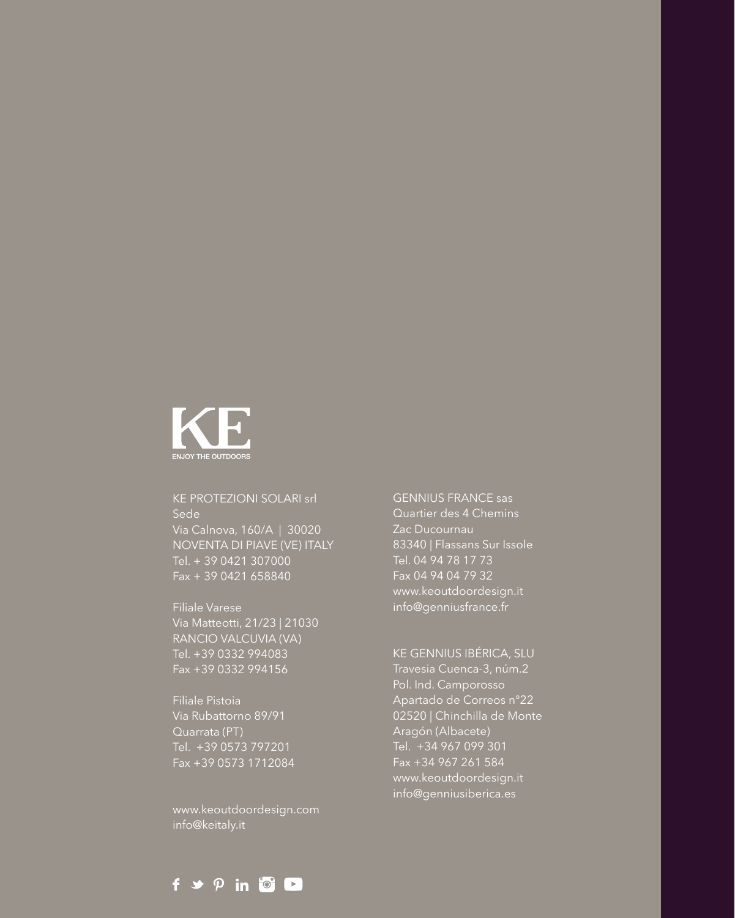KE

ENJOY THE OUTDOORS

KE PROTEZIONI SOLARI srl
Sede
Via Calnova, 160/A | 30020
NOVENTA DI PIAVE (VE) ITALY
Tel. + 39 0421 307000
Fax + 39 0421 658840

Filiale Varese
Via Matteotti, 21/23 | 21030
RANCIO VALCUVIA (VA)
Tel. +39 0332 994083
Fax +39 0332 994156

Filiale Pistoia
Via Rubattorno 89/91
Quarrata (PT)
Tel. +39 0573 797201
Fax +39 0573 1712084

www.keoutdoordesign.com
info@keitaly.it

GENNIUS FRANCE sas
Quartier des 4 Chemins
Zac Ducournau
83340 | Flassans Sur Issole
Tel. 04 94 78 17 73
Fax 04 94 04 79 32
www.keoutdoordesign.it
info@genniusfrance.fr

KE GENNIUS IBÉRICA, SLU
Travesia Cuenca-3, núm.2
Pol. Ind. Camporosso
Apartado de Correos n°22
02520 | Chinchilla de Monte
Aragón (Albacete)
Tel. +34 967 099 301
Fax +34 967 261 584
www.keoutdoordesign.it
info@genniusiberica.es